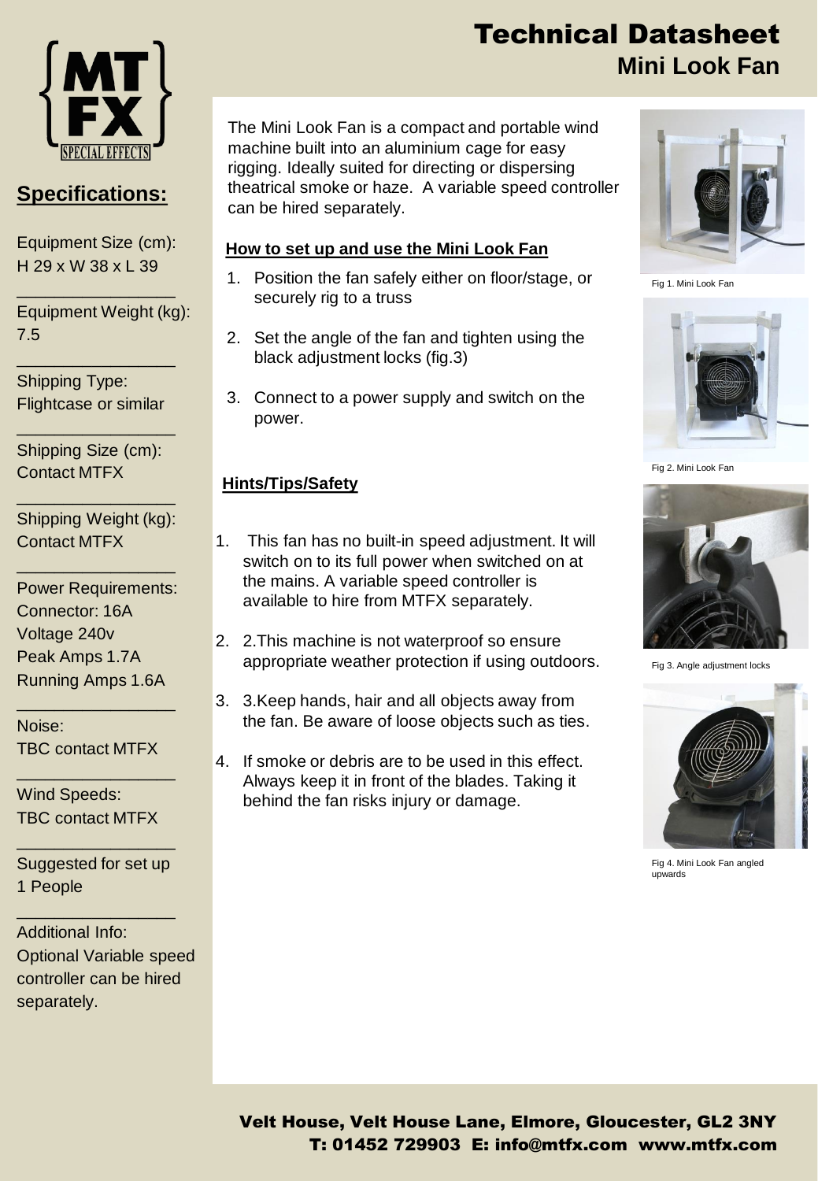# Technical Datasheet

## Mini Look Fan

The Mini Look Fan is a compact and portable wind machine built into an aluminium cage for easy rigging. Ideally suited for directing or dispersing theatrical smoke or haze. A variable speed controller can be hired separately.

### How to set up and use the Mini Look Fan

1. Position the fan safely either on floor/stage, or securely rig to a truss
2. Set the angle of the fan and tighten using the black adjustment locks (fig.3)
3. Connect to a power supply and switch on the power.

### Hints/Tips/Safety

1. This fan has no built-in speed adjustment. It will switch on to its full power when switched on at the mains. A variable speed controller is available to hire from MTFX separately.
2. 2.This machine is not waterproof so ensure appropriate weather protection if using outdoors.
3. 3.Keep hands, hair and all objects away from the fan. Be aware of loose objects such as ties.
4. If smoke or debris are to be used in this effect. Always keep it in front of the blades. Taking it behind the fan risks injury or damage.

Fig 1. Mini Look Fan

Fig 2. Mini Look Fan

Fig 3. Angle adjustment locks

Fig 4. Mini Look Fan angled upwards

## Specifications:

Equipment Size (cm):
H 29 x W 38 x L 39

Equipment Weight (kg):
7.5

Shipping Type:
Flightcase or similar

Shipping Size (cm):
Contact MTFX

Shipping Weight (kg):
Contact MTFX

Power Requirements:
Connector: 16A
Voltage 240v
Peak Amps 1.7A
Running Amps 1.6A

Noise:
TBC contact MTFX

Wind Speeds:
TBC contact MTFX

Suggested for set up
1 People

Additional Info:
Optional Variable speed controller can be hired separately.

Velt House, Velt House Lane, Elmore, Gloucester, GL2 3NY
T: 01452 729903 E: info@mtfx.com www.mtfx.com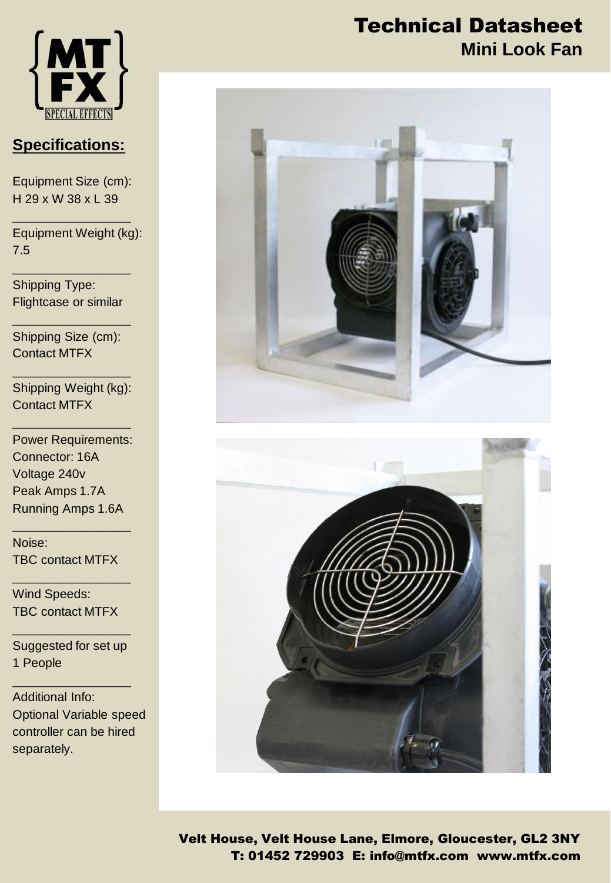# Technical Datasheet

## Mini Look Fan

MT FX SPECIAL EFFECTS

## Specifications:

Equipment Size (cm):
H 29 x W 38 x L 39

Equipment Weight (kg):
7.5

Shipping Type:
Flightcase or similar

Shipping Size (cm):
Contact MTFX

Shipping Weight (kg):
Contact MTFX

Power Requirements:
Connector: 16A
Voltage 240v
Peak Amps 1.7A
Running Amps 1.6A

Noise:
TBC contact MTFX

Wind Speeds:
TBC contact MTFX

Suggested for set up
1 People

Additional Info:
Optional Variable speed controller can be hired separately.

**Velt House, Velt House Lane, Elmore, Gloucester, GL2 3NY**
**T: 01452 729903 E: info@mtfx.com www.mtfx.com**